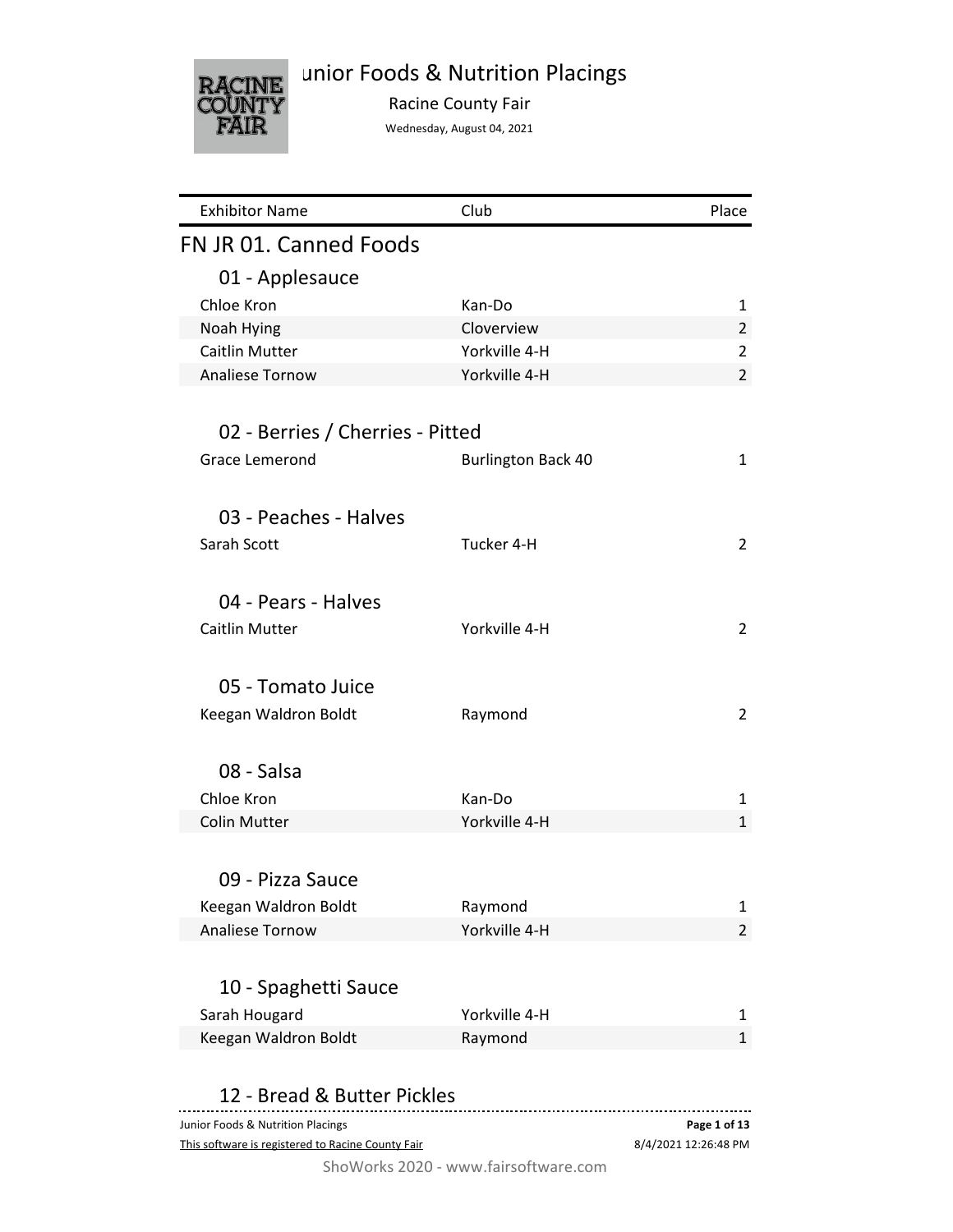# Junior Foods & Nutrition Placings

Racine County Fair

Wednesday, August 04, 2021

| Exhibitor Name | Club | Place |
|---|---|---|

## FN JR 01. Canned Foods

### 01 - Applesauce

| Exhibitor Name | Club | Place |
|---|---|---|
| Chloe Kron | Kan-Do | 1 |
| Noah Hying | Cloverview | 2 |
| Caitlin Mutter | Yorkville 4-H | 2 |
| Analiese Tornow | Yorkville 4-H | 2 |

### 02 - Berries / Cherries - Pitted

| Exhibitor Name | Club | Place |
|---|---|---|
| Grace Lemerond | Burlington Back 40 | 1 |

### 03 - Peaches - Halves

| Exhibitor Name | Club | Place |
|---|---|---|
| Sarah Scott | Tucker 4-H | 2 |

### 04 - Pears - Halves

| Exhibitor Name | Club | Place |
|---|---|---|
| Caitlin Mutter | Yorkville 4-H | 2 |

### 05 - Tomato Juice

| Exhibitor Name | Club | Place |
|---|---|---|
| Keegan Waldron Boldt | Raymond | 2 |

### 08 - Salsa

| Exhibitor Name | Club | Place |
|---|---|---|
| Chloe Kron | Kan-Do | 1 |
| Colin Mutter | Yorkville 4-H | 1 |

### 09 - Pizza Sauce

| Exhibitor Name | Club | Place |
|---|---|---|
| Keegan Waldron Boldt | Raymond | 1 |
| Analiese Tornow | Yorkville 4-H | 2 |

### 10 - Spaghetti Sauce

| Exhibitor Name | Club | Place |
|---|---|---|
| Sarah Hougard | Yorkville 4-H | 1 |
| Keegan Waldron Boldt | Raymond | 1 |

### 12 - Bread & Butter Pickles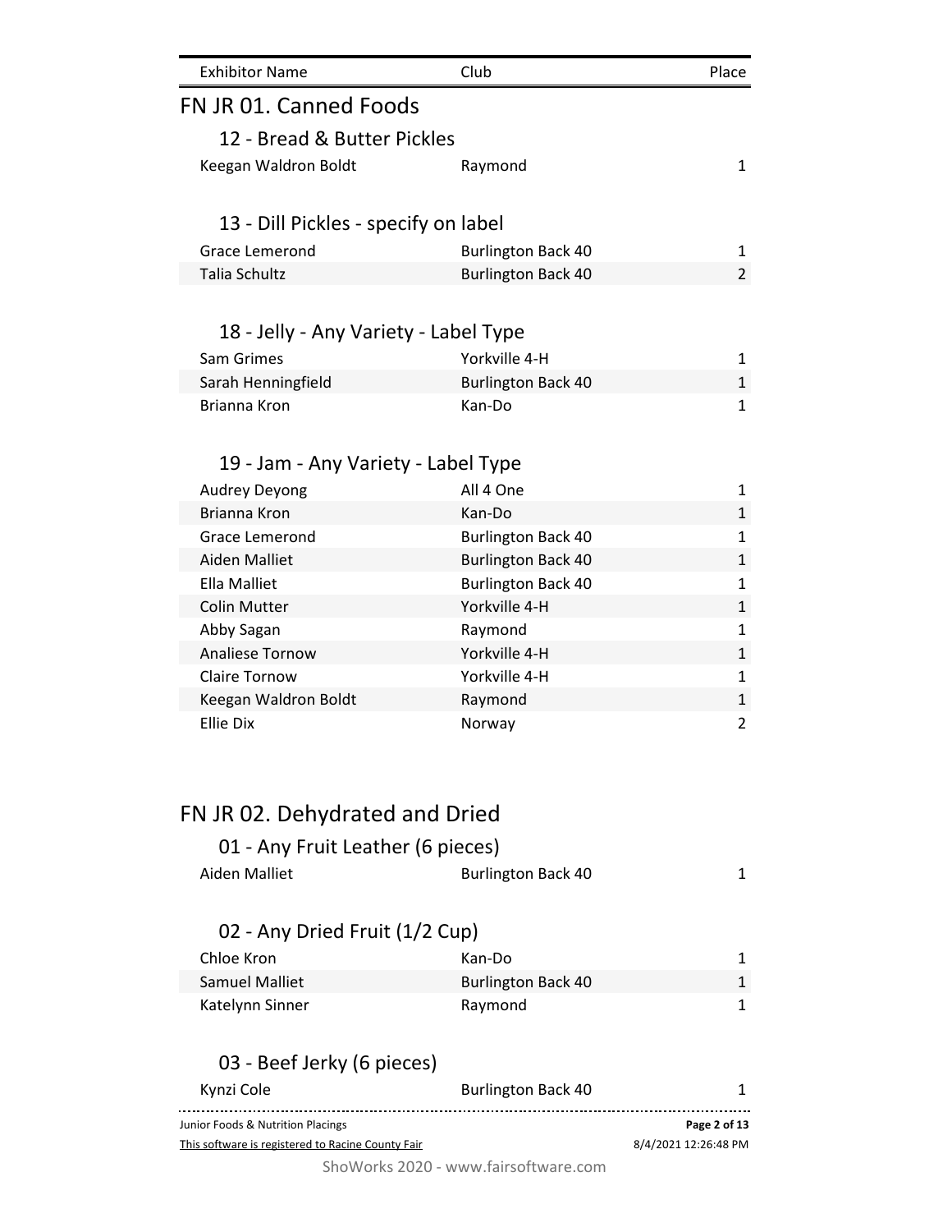| Exhibitor Name | Club | Place |
|---|---|---|

# FN JR 01. Canned Foods

## 12 - Bread & Butter Pickles

| Exhibitor Name | Club | Place |
|---|---|---|
| Keegan Waldron Boldt | Raymond | 1 |

## 13 - Dill Pickles - specify on label

| Exhibitor Name | Club | Place |
|---|---|---|
| Grace Lemerond | Burlington Back 40 | 1 |
| Talia Schultz | Burlington Back 40 | 2 |

## 18 - Jelly - Any Variety - Label Type

| Exhibitor Name | Club | Place |
|---|---|---|
| Sam Grimes | Yorkville 4-H | 1 |
| Sarah Henningfield | Burlington Back 40 | 1 |
| Brianna Kron | Kan-Do | 1 |

## 19 - Jam - Any Variety - Label Type

| Exhibitor Name | Club | Place |
|---|---|---|
| Audrey Deyong | All 4 One | 1 |
| Brianna Kron | Kan-Do | 1 |
| Grace Lemerond | Burlington Back 40 | 1 |
| Aiden Malliet | Burlington Back 40 | 1 |
| Ella Malliet | Burlington Back 40 | 1 |
| Colin Mutter | Yorkville 4-H | 1 |
| Abby Sagan | Raymond | 1 |
| Analiese Tornow | Yorkville 4-H | 1 |
| Claire Tornow | Yorkville 4-H | 1 |
| Keegan Waldron Boldt | Raymond | 1 |
| Ellie Dix | Norway | 2 |

# FN JR 02. Dehydrated and Dried

## 01 - Any Fruit Leather (6 pieces)

| Exhibitor Name | Club | Place |
|---|---|---|
| Aiden Malliet | Burlington Back 40 | 1 |

## 02 - Any Dried Fruit (1/2 Cup)

| Exhibitor Name | Club | Place |
|---|---|---|
| Chloe Kron | Kan-Do | 1 |
| Samuel Malliet | Burlington Back 40 | 1 |
| Katelynn Sinner | Raymond | 1 |

## 03 - Beef Jerky (6 pieces)

| Exhibitor Name | Club | Place |
|---|---|---|
| Kynzi Cole | Burlington Back 40 | 1 |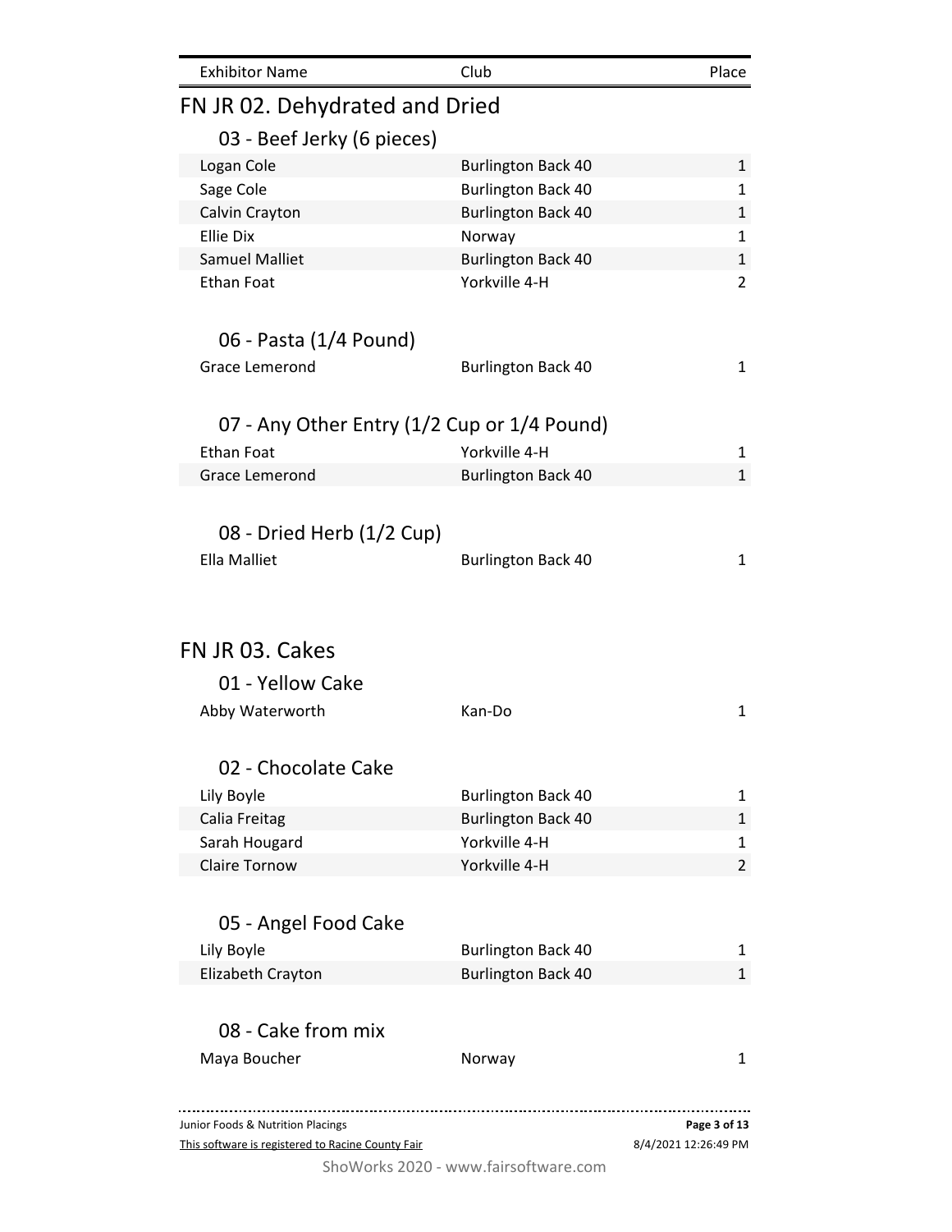| Exhibitor Name | Club | Place |
|---|---|---|

## FN JR 02. Dehydrated and Dried

### 03 - Beef Jerky (6 pieces)

| Exhibitor Name | Club | Place |
|---|---|---|
| Logan Cole | Burlington Back 40 | 1 |
| Sage Cole | Burlington Back 40 | 1 |
| Calvin Crayton | Burlington Back 40 | 1 |
| Ellie Dix | Norway | 1 |
| Samuel Malliet | Burlington Back 40 | 1 |
| Ethan Foat | Yorkville 4-H | 2 |

### 06 - Pasta (1/4 Pound)

| Exhibitor Name | Club | Place |
|---|---|---|
| Grace Lemerond | Burlington Back 40 | 1 |

### 07 - Any Other Entry (1/2 Cup or 1/4 Pound)

| Exhibitor Name | Club | Place |
|---|---|---|
| Ethan Foat | Yorkville 4-H | 1 |
| Grace Lemerond | Burlington Back 40 | 1 |

### 08 - Dried Herb (1/2 Cup)

| Exhibitor Name | Club | Place |
|---|---|---|
| Ella Malliet | Burlington Back 40 | 1 |

## FN JR 03. Cakes

### 01 - Yellow Cake

| Exhibitor Name | Club | Place |
|---|---|---|
| Abby Waterworth | Kan-Do | 1 |

### 02 - Chocolate Cake

| Exhibitor Name | Club | Place |
|---|---|---|
| Lily Boyle | Burlington Back 40 | 1 |
| Calia Freitag | Burlington Back 40 | 1 |
| Sarah Hougard | Yorkville 4-H | 1 |
| Claire Tornow | Yorkville 4-H | 2 |

### 05 - Angel Food Cake

| Exhibitor Name | Club | Place |
|---|---|---|
| Lily Boyle | Burlington Back 40 | 1 |
| Elizabeth Crayton | Burlington Back 40 | 1 |

### 08 - Cake from mix

| Exhibitor Name | Club | Place |
|---|---|---|
| Maya Boucher | Norway | 1 |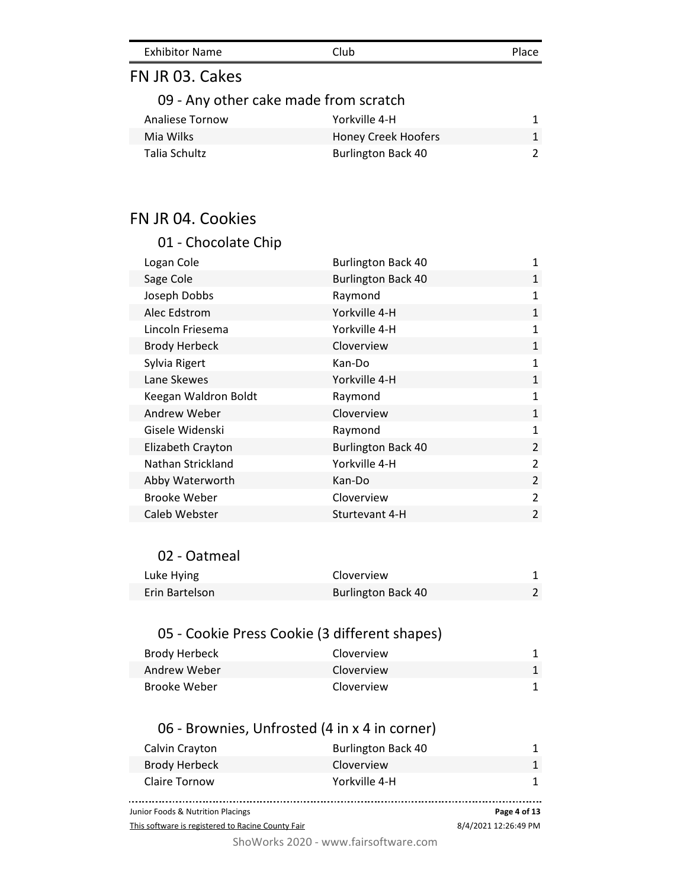| Exhibitor Name | Club | Place |
|---|---|---|

## FN JR 03. Cakes

### 09 - Any other cake made from scratch

| Exhibitor Name | Club | Place |
|---|---|---|
| Analiese Tornow | Yorkville 4-H | 1 |
| Mia Wilks | Honey Creek Hoofers | 1 |
| Talia Schultz | Burlington Back 40 | 2 |

## FN JR 04. Cookies

### 01 - Chocolate Chip

| Exhibitor Name | Club | Place |
|---|---|---|
| Logan Cole | Burlington Back 40 | 1 |
| Sage Cole | Burlington Back 40 | 1 |
| Joseph Dobbs | Raymond | 1 |
| Alec Edstrom | Yorkville 4-H | 1 |
| Lincoln Friesema | Yorkville 4-H | 1 |
| Brody Herbeck | Cloverview | 1 |
| Sylvia Rigert | Kan-Do | 1 |
| Lane Skewes | Yorkville 4-H | 1 |
| Keegan Waldron Boldt | Raymond | 1 |
| Andrew Weber | Cloverview | 1 |
| Gisele Widenski | Raymond | 1 |
| Elizabeth Crayton | Burlington Back 40 | 2 |
| Nathan Strickland | Yorkville 4-H | 2 |
| Abby Waterworth | Kan-Do | 2 |
| Brooke Weber | Cloverview | 2 |
| Caleb Webster | Sturtevant 4-H | 2 |

### 02 - Oatmeal

| Exhibitor Name | Club | Place |
|---|---|---|
| Luke Hying | Cloverview | 1 |
| Erin Bartelson | Burlington Back 40 | 2 |

### 05 - Cookie Press Cookie (3 different shapes)

| Exhibitor Name | Club | Place |
|---|---|---|
| Brody Herbeck | Cloverview | 1 |
| Andrew Weber | Cloverview | 1 |
| Brooke Weber | Cloverview | 1 |

### 06 - Brownies, Unfrosted (4 in x 4 in corner)

| Exhibitor Name | Club | Place |
|---|---|---|
| Calvin Crayton | Burlington Back 40 | 1 |
| Brody Herbeck | Cloverview | 1 |
| Claire Tornow | Yorkville 4-H | 1 |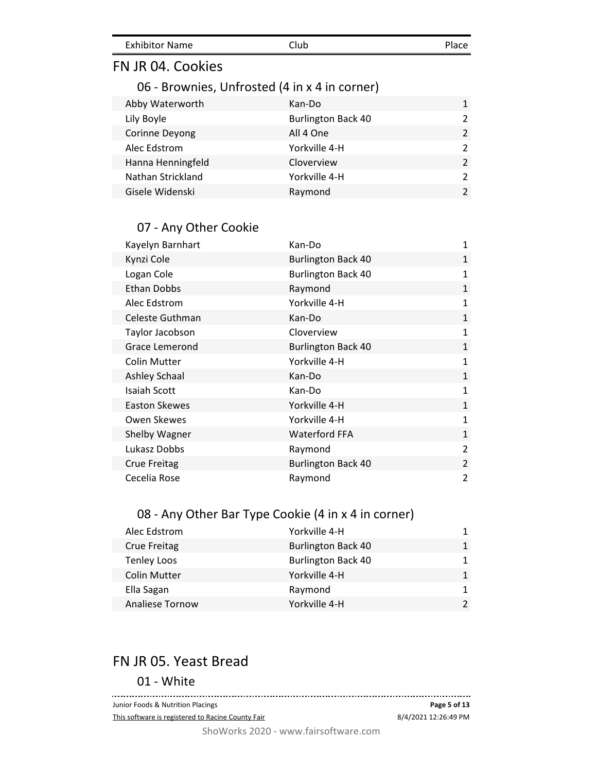| Exhibitor Name | Club | Place |
| --- | --- | --- |

# FN JR 04. Cookies

## 06 - Brownies, Unfrosted (4 in x 4 in corner)

| Exhibitor Name | Club | Place |
| --- | --- | --- |
| Abby Waterworth | Kan-Do | 1 |
| Lily Boyle | Burlington Back 40 | 2 |
| Corinne Deyong | All 4 One | 2 |
| Alec Edstrom | Yorkville 4-H | 2 |
| Hanna Henningfeld | Cloverview | 2 |
| Nathan Strickland | Yorkville 4-H | 2 |
| Gisele Widenski | Raymond | 2 |

## 07 - Any Other Cookie

| Exhibitor Name | Club | Place |
| --- | --- | --- |
| Kayelyn Barnhart | Kan-Do | 1 |
| Kynzi Cole | Burlington Back 40 | 1 |
| Logan Cole | Burlington Back 40 | 1 |
| Ethan Dobbs | Raymond | 1 |
| Alec Edstrom | Yorkville 4-H | 1 |
| Celeste Guthman | Kan-Do | 1 |
| Taylor Jacobson | Cloverview | 1 |
| Grace Lemerond | Burlington Back 40 | 1 |
| Colin Mutter | Yorkville 4-H | 1 |
| Ashley Schaal | Kan-Do | 1 |
| Isaiah Scott | Kan-Do | 1 |
| Easton Skewes | Yorkville 4-H | 1 |
| Owen Skewes | Yorkville 4-H | 1 |
| Shelby Wagner | Waterford FFA | 1 |
| Lukasz Dobbs | Raymond | 2 |
| Crue Freitag | Burlington Back 40 | 2 |
| Cecelia Rose | Raymond | 2 |

## 08 - Any Other Bar Type Cookie (4 in x 4 in corner)

| Exhibitor Name | Club | Place |
| --- | --- | --- |
| Alec Edstrom | Yorkville 4-H | 1 |
| Crue Freitag | Burlington Back 40 | 1 |
| Tenley Loos | Burlington Back 40 | 1 |
| Colin Mutter | Yorkville 4-H | 1 |
| Ella Sagan | Raymond | 1 |
| Analiese Tornow | Yorkville 4-H | 2 |

# FN JR 05. Yeast Bread

## 01 - White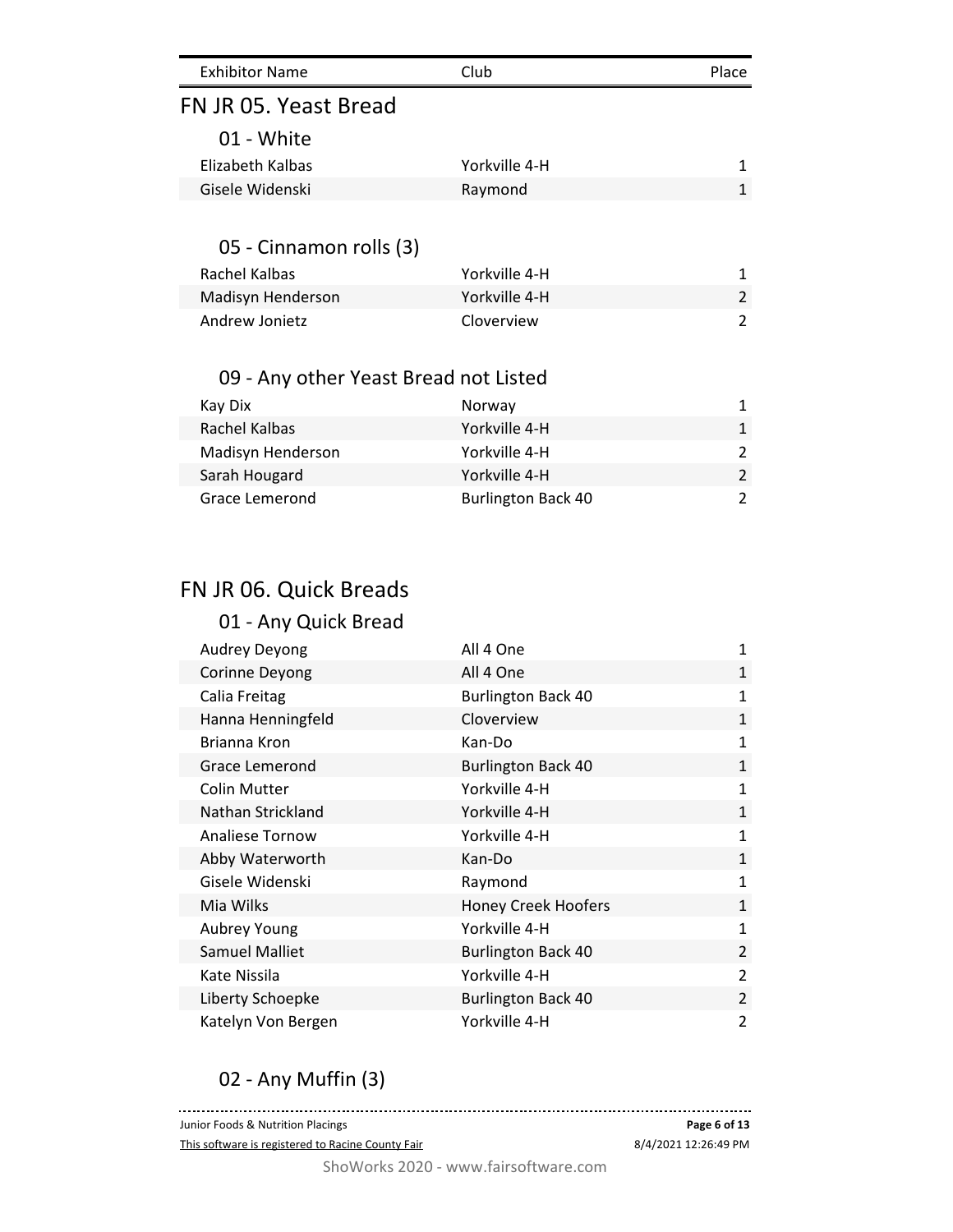| Exhibitor Name | Club | Place |
|---|---|---|

## FN JR 05. Yeast Bread

### 01 - White

| Exhibitor Name | Club | Place |
|---|---|---|
| Elizabeth Kalbas | Yorkville 4-H | 1 |
| Gisele Widenski | Raymond | 1 |

### 05 - Cinnamon rolls (3)

| Exhibitor Name | Club | Place |
|---|---|---|
| Rachel Kalbas | Yorkville 4-H | 1 |
| Madisyn Henderson | Yorkville 4-H | 2 |
| Andrew Jonietz | Cloverview | 2 |

### 09 - Any other Yeast Bread not Listed

| Exhibitor Name | Club | Place |
|---|---|---|
| Kay Dix | Norway | 1 |
| Rachel Kalbas | Yorkville 4-H | 1 |
| Madisyn Henderson | Yorkville 4-H | 2 |
| Sarah Hougard | Yorkville 4-H | 2 |
| Grace Lemerond | Burlington Back 40 | 2 |

## FN JR 06. Quick Breads

### 01 - Any Quick Bread

| Exhibitor Name | Club | Place |
|---|---|---|
| Audrey Deyong | All 4 One | 1 |
| Corinne Deyong | All 4 One | 1 |
| Calia Freitag | Burlington Back 40 | 1 |
| Hanna Henningfeld | Cloverview | 1 |
| Brianna Kron | Kan-Do | 1 |
| Grace Lemerond | Burlington Back 40 | 1 |
| Colin Mutter | Yorkville 4-H | 1 |
| Nathan Strickland | Yorkville 4-H | 1 |
| Analiese Tornow | Yorkville 4-H | 1 |
| Abby Waterworth | Kan-Do | 1 |
| Gisele Widenski | Raymond | 1 |
| Mia Wilks | Honey Creek Hoofers | 1 |
| Aubrey Young | Yorkville 4-H | 1 |
| Samuel Malliet | Burlington Back 40 | 2 |
| Kate Nissila | Yorkville 4-H | 2 |
| Liberty Schoepke | Burlington Back 40 | 2 |
| Katelyn Von Bergen | Yorkville 4-H | 2 |

### 02 - Any Muffin (3)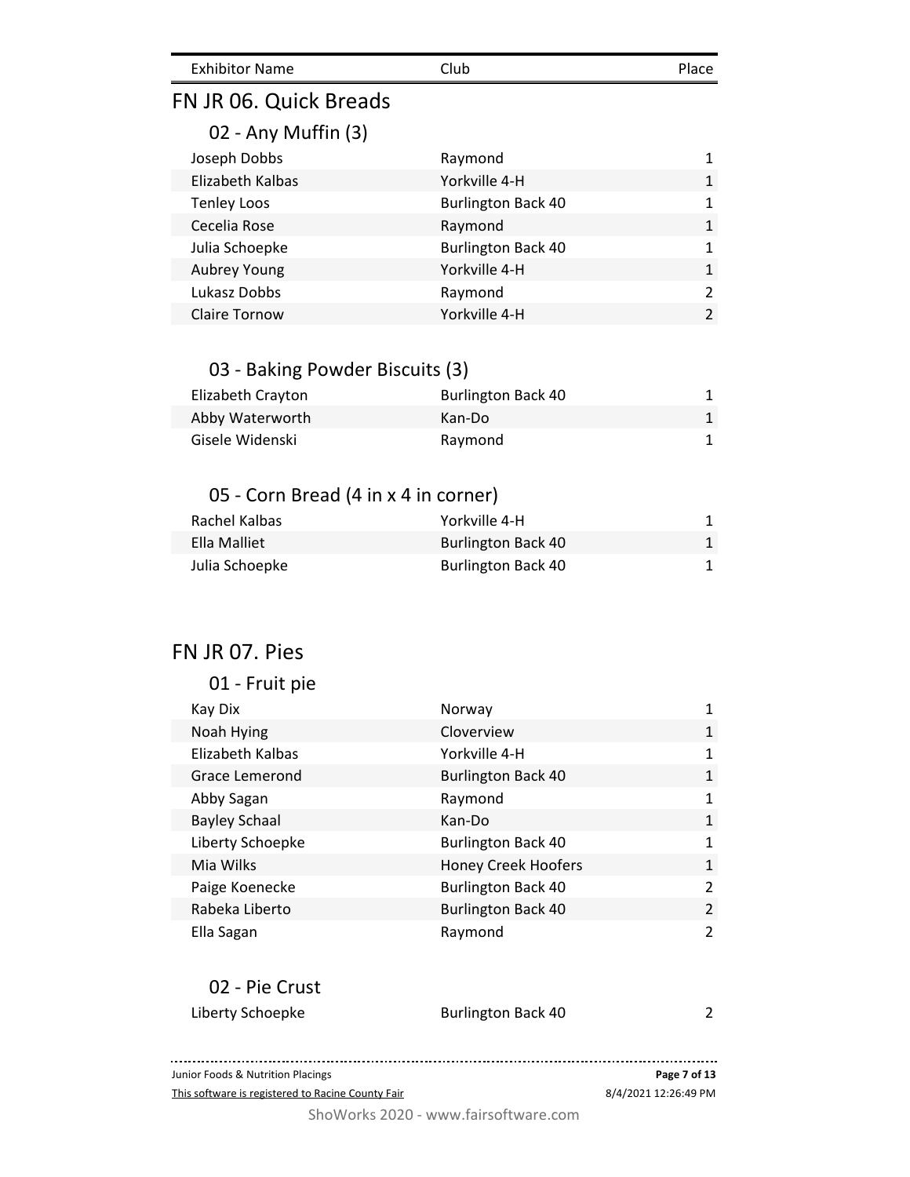| Exhibitor Name | Club | Place |
|---|---|---|

## FN JR 06. Quick Breads

### 02 - Any Muffin (3)

| Exhibitor Name | Club | Place |
|---|---|---|
| Joseph Dobbs | Raymond | 1 |
| Elizabeth Kalbas | Yorkville 4-H | 1 |
| Tenley Loos | Burlington Back 40 | 1 |
| Cecelia Rose | Raymond | 1 |
| Julia Schoepke | Burlington Back 40 | 1 |
| Aubrey Young | Yorkville 4-H | 1 |
| Lukasz Dobbs | Raymond | 2 |
| Claire Tornow | Yorkville 4-H | 2 |

### 03 - Baking Powder Biscuits (3)

| Exhibitor Name | Club | Place |
|---|---|---|
| Elizabeth Crayton | Burlington Back 40 | 1 |
| Abby Waterworth | Kan-Do | 1 |
| Gisele Widenski | Raymond | 1 |

### 05 - Corn Bread (4 in x 4 in corner)

| Exhibitor Name | Club | Place |
|---|---|---|
| Rachel Kalbas | Yorkville 4-H | 1 |
| Ella Malliet | Burlington Back 40 | 1 |
| Julia Schoepke | Burlington Back 40 | 1 |

## FN JR 07. Pies

### 01 - Fruit pie

| Exhibitor Name | Club | Place |
|---|---|---|
| Kay Dix | Norway | 1 |
| Noah Hying | Cloverview | 1 |
| Elizabeth Kalbas | Yorkville 4-H | 1 |
| Grace Lemerond | Burlington Back 40 | 1 |
| Abby Sagan | Raymond | 1 |
| Bayley Schaal | Kan-Do | 1 |
| Liberty Schoepke | Burlington Back 40 | 1 |
| Mia Wilks | Honey Creek Hoofers | 1 |
| Paige Koenecke | Burlington Back 40 | 2 |
| Rabeka Liberto | Burlington Back 40 | 2 |
| Ella Sagan | Raymond | 2 |

### 02 - Pie Crust

| Exhibitor Name | Club | Place |
|---|---|---|
| Liberty Schoepke | Burlington Back 40 | 2 |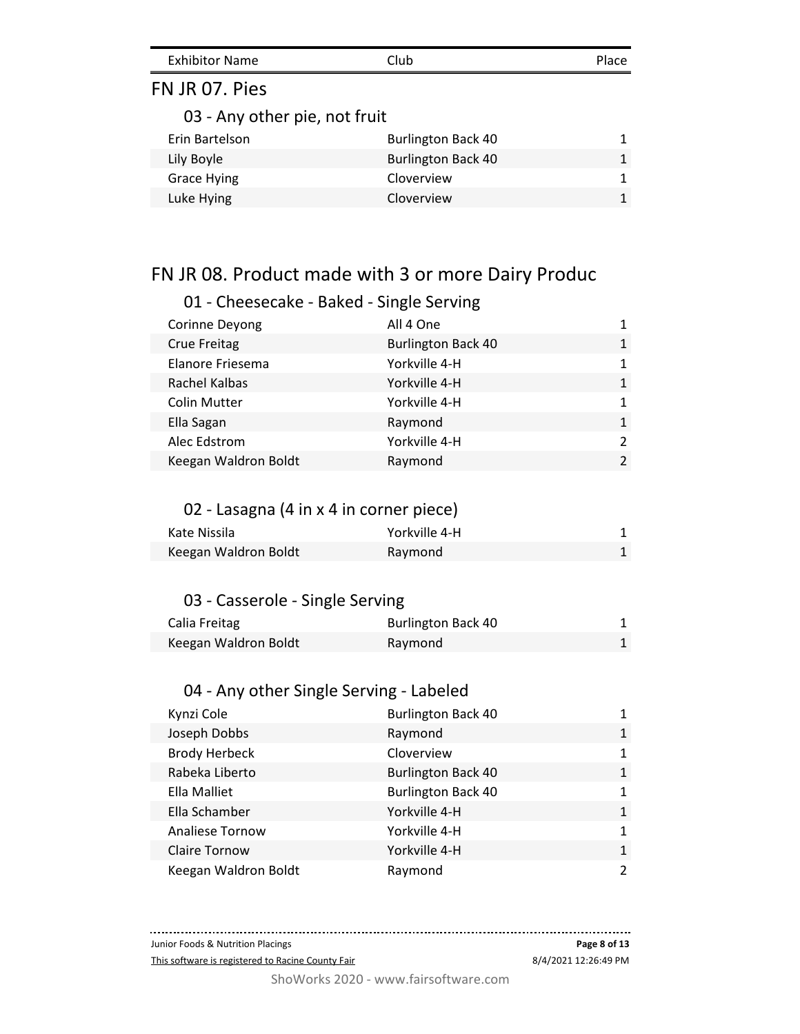| Exhibitor Name | Club | Place |
|---|---|---|

## FN JR 07. Pies

### 03 - Any other pie, not fruit

| Exhibitor Name | Club | Place |
|---|---|---|
| Erin Bartelson | Burlington Back 40 | 1 |
| Lily Boyle | Burlington Back 40 | 1 |
| Grace Hying | Cloverview | 1 |
| Luke Hying | Cloverview | 1 |

## FN JR 08. Product made with 3 or more Dairy Produc

### 01 - Cheesecake - Baked - Single Serving

| Exhibitor Name | Club | Place |
|---|---|---|
| Corinne Deyong | All 4 One | 1 |
| Crue Freitag | Burlington Back 40 | 1 |
| Elanore Friesema | Yorkville 4-H | 1 |
| Rachel Kalbas | Yorkville 4-H | 1 |
| Colin Mutter | Yorkville 4-H | 1 |
| Ella Sagan | Raymond | 1 |
| Alec Edstrom | Yorkville 4-H | 2 |
| Keegan Waldron Boldt | Raymond | 2 |

### 02 - Lasagna (4 in x 4 in corner piece)

| Exhibitor Name | Club | Place |
|---|---|---|
| Kate Nissila | Yorkville 4-H | 1 |
| Keegan Waldron Boldt | Raymond | 1 |

### 03 - Casserole - Single Serving

| Exhibitor Name | Club | Place |
|---|---|---|
| Calia Freitag | Burlington Back 40 | 1 |
| Keegan Waldron Boldt | Raymond | 1 |

### 04 - Any other Single Serving - Labeled

| Exhibitor Name | Club | Place |
|---|---|---|
| Kynzi Cole | Burlington Back 40 | 1 |
| Joseph Dobbs | Raymond | 1 |
| Brody Herbeck | Cloverview | 1 |
| Rabeka Liberto | Burlington Back 40 | 1 |
| Ella Malliet | Burlington Back 40 | 1 |
| Ella Schamber | Yorkville 4-H | 1 |
| Analiese Tornow | Yorkville 4-H | 1 |
| Claire Tornow | Yorkville 4-H | 1 |
| Keegan Waldron Boldt | Raymond | 2 |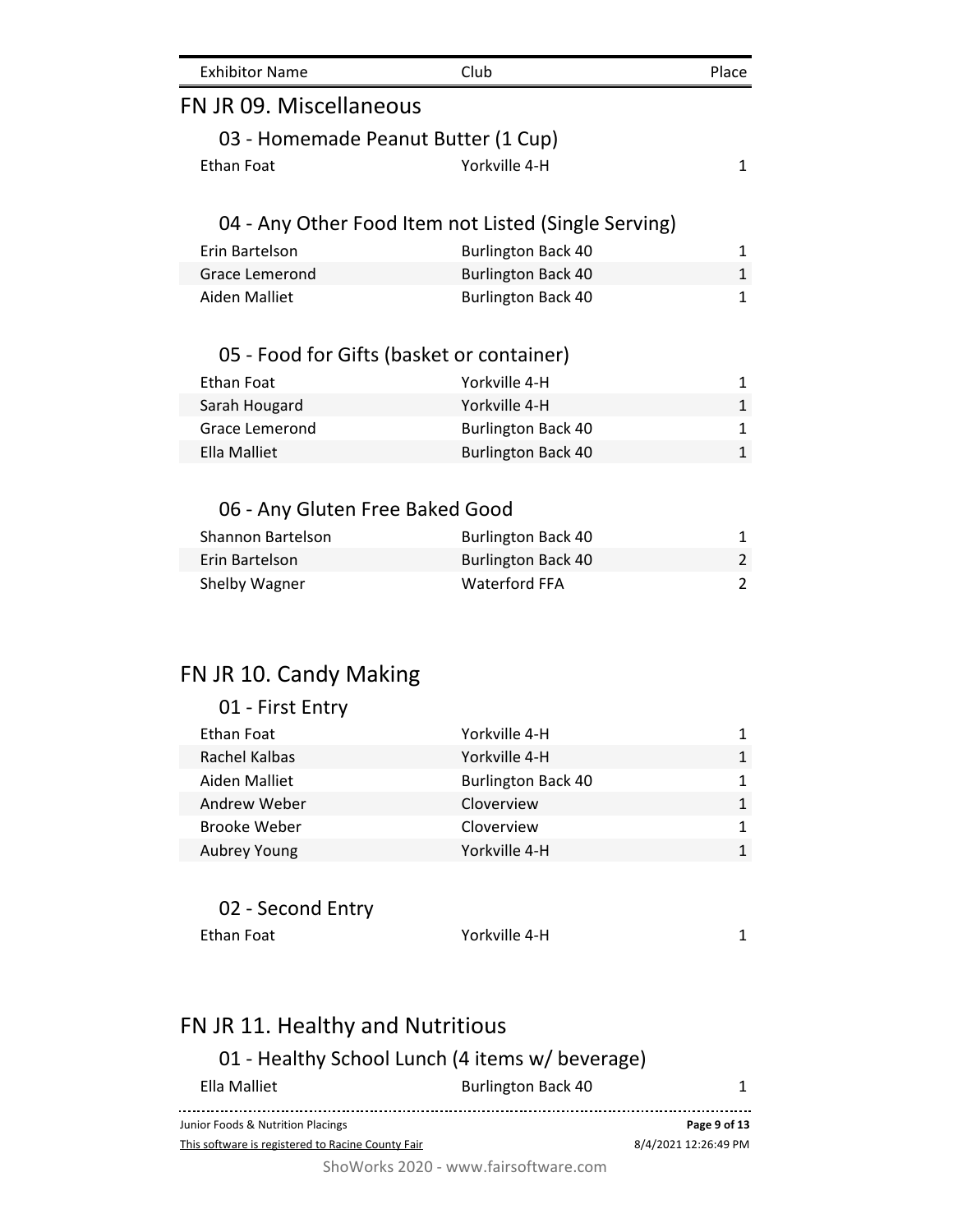| Exhibitor Name | Club | Place |
| --- | --- | --- |

## FN JR 09. Miscellaneous

### 03 - Homemade Peanut Butter (1 Cup)

| Exhibitor Name | Club | Place |
| --- | --- | --- |
| Ethan Foat | Yorkville 4-H | 1 |

### 04 - Any Other Food Item not Listed (Single Serving)

| Exhibitor Name | Club | Place |
| --- | --- | --- |
| Erin Bartelson | Burlington Back 40 | 1 |
| Grace Lemerond | Burlington Back 40 | 1 |
| Aiden Malliet | Burlington Back 40 | 1 |

### 05 - Food for Gifts (basket or container)

| Exhibitor Name | Club | Place |
| --- | --- | --- |
| Ethan Foat | Yorkville 4-H | 1 |
| Sarah Hougard | Yorkville 4-H | 1 |
| Grace Lemerond | Burlington Back 40 | 1 |
| Ella Malliet | Burlington Back 40 | 1 |

### 06 - Any Gluten Free Baked Good

| Exhibitor Name | Club | Place |
| --- | --- | --- |
| Shannon Bartelson | Burlington Back 40 | 1 |
| Erin Bartelson | Burlington Back 40 | 2 |
| Shelby Wagner | Waterford FFA | 2 |

## FN JR 10. Candy Making

### 01 - First Entry

| Exhibitor Name | Club | Place |
| --- | --- | --- |
| Ethan Foat | Yorkville 4-H | 1 |
| Rachel Kalbas | Yorkville 4-H | 1 |
| Aiden Malliet | Burlington Back 40 | 1 |
| Andrew Weber | Cloverview | 1 |
| Brooke Weber | Cloverview | 1 |
| Aubrey Young | Yorkville 4-H | 1 |

### 02 - Second Entry

| Exhibitor Name | Club | Place |
| --- | --- | --- |
| Ethan Foat | Yorkville 4-H | 1 |

## FN JR 11. Healthy and Nutritious

### 01 - Healthy School Lunch (4 items w/ beverage)

| Exhibitor Name | Club | Place |
| --- | --- | --- |
| Ella Malliet | Burlington Back 40 | 1 |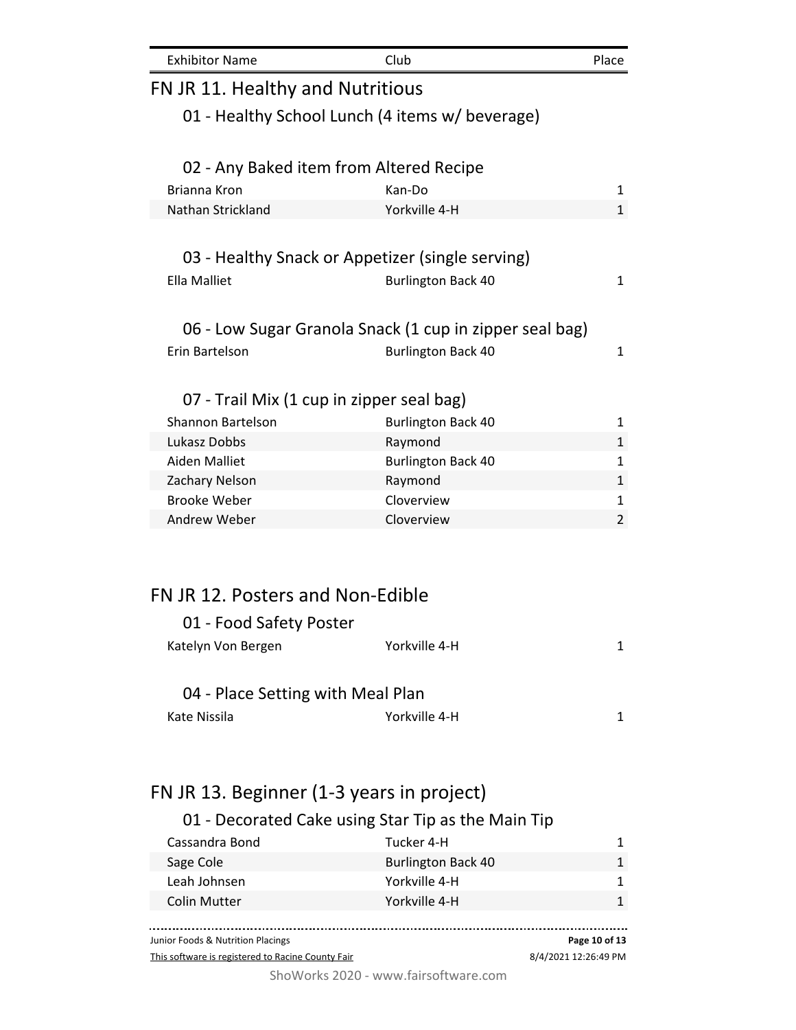| Exhibitor Name | Club | Place |
| --- | --- | --- |

## FN JR 11. Healthy and Nutritious

### 01 - Healthy School Lunch (4 items w/ beverage)

### 02 - Any Baked item from Altered Recipe

| Exhibitor Name | Club | Place |
| --- | --- | --- |
| Brianna Kron | Kan-Do | 1 |
| Nathan Strickland | Yorkville 4-H | 1 |

### 03 - Healthy Snack or Appetizer (single serving)

| Exhibitor Name | Club | Place |
| --- | --- | --- |
| Ella Malliet | Burlington Back 40 | 1 |

### 06 - Low Sugar Granola Snack (1 cup in zipper seal bag)

| Exhibitor Name | Club | Place |
| --- | --- | --- |
| Erin Bartelson | Burlington Back 40 | 1 |

### 07 - Trail Mix (1 cup in zipper seal bag)

| Exhibitor Name | Club | Place |
| --- | --- | --- |
| Shannon Bartelson | Burlington Back 40 | 1 |
| Lukasz Dobbs | Raymond | 1 |
| Aiden Malliet | Burlington Back 40 | 1 |
| Zachary Nelson | Raymond | 1 |
| Brooke Weber | Cloverview | 1 |
| Andrew Weber | Cloverview | 2 |

## FN JR 12. Posters and Non-Edible

### 01 - Food Safety Poster

| Exhibitor Name | Club | Place |
| --- | --- | --- |
| Katelyn Von Bergen | Yorkville 4-H | 1 |

### 04 - Place Setting with Meal Plan

| Exhibitor Name | Club | Place |
| --- | --- | --- |
| Kate Nissila | Yorkville 4-H | 1 |

## FN JR 13. Beginner (1-3 years in project)

### 01 - Decorated Cake using Star Tip as the Main Tip

| Exhibitor Name | Club | Place |
| --- | --- | --- |
| Cassandra Bond | Tucker 4-H | 1 |
| Sage Cole | Burlington Back 40 | 1 |
| Leah Johnsen | Yorkville 4-H | 1 |
| Colin Mutter | Yorkville 4-H | 1 |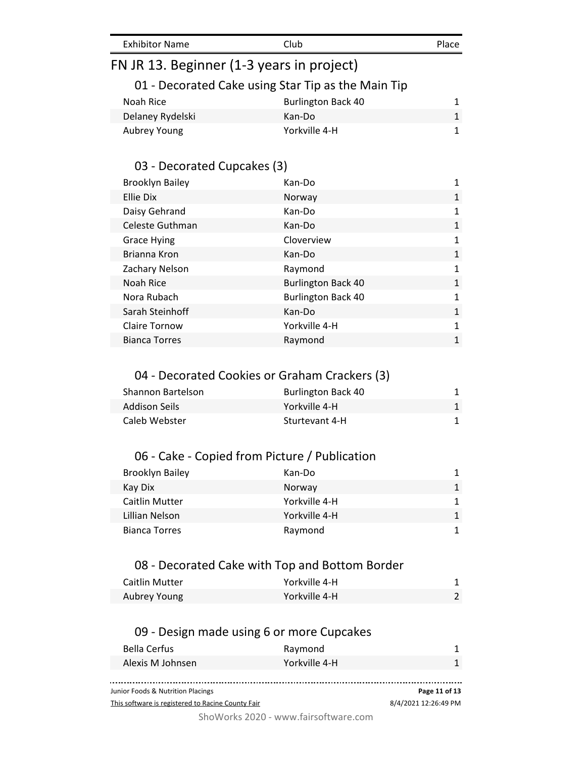| Exhibitor Name | Club | Place |
| --- | --- | --- |

# FN JR 13. Beginner (1-3 years in project)

## 01 - Decorated Cake using Star Tip as the Main Tip

| Exhibitor Name | Club | Place |
| --- | --- | --- |
| Noah Rice | Burlington Back 40 | 1 |
| Delaney Rydelski | Kan-Do | 1 |
| Aubrey Young | Yorkville 4-H | 1 |

## 03 - Decorated Cupcakes (3)

| Exhibitor Name | Club | Place |
| --- | --- | --- |
| Brooklyn Bailey | Kan-Do | 1 |
| Ellie Dix | Norway | 1 |
| Daisy Gehrand | Kan-Do | 1 |
| Celeste Guthman | Kan-Do | 1 |
| Grace Hying | Cloverview | 1 |
| Brianna Kron | Kan-Do | 1 |
| Zachary Nelson | Raymond | 1 |
| Noah Rice | Burlington Back 40 | 1 |
| Nora Rubach | Burlington Back 40 | 1 |
| Sarah Steinhoff | Kan-Do | 1 |
| Claire Tornow | Yorkville 4-H | 1 |
| Bianca Torres | Raymond | 1 |

## 04 - Decorated Cookies or Graham Crackers (3)

| Exhibitor Name | Club | Place |
| --- | --- | --- |
| Shannon Bartelson | Burlington Back 40 | 1 |
| Addison Seils | Yorkville 4-H | 1 |
| Caleb Webster | Sturtevant 4-H | 1 |

## 06 - Cake - Copied from Picture / Publication

| Exhibitor Name | Club | Place |
| --- | --- | --- |
| Brooklyn Bailey | Kan-Do | 1 |
| Kay Dix | Norway | 1 |
| Caitlin Mutter | Yorkville 4-H | 1 |
| Lillian Nelson | Yorkville 4-H | 1 |
| Bianca Torres | Raymond | 1 |

## 08 - Decorated Cake with Top and Bottom Border

| Exhibitor Name | Club | Place |
| --- | --- | --- |
| Caitlin Mutter | Yorkville 4-H | 1 |
| Aubrey Young | Yorkville 4-H | 2 |

## 09 - Design made using 6 or more Cupcakes

| Exhibitor Name | Club | Place |
| --- | --- | --- |
| Bella Cerfus | Raymond | 1 |
| Alexis M Johnsen | Yorkville 4-H | 1 |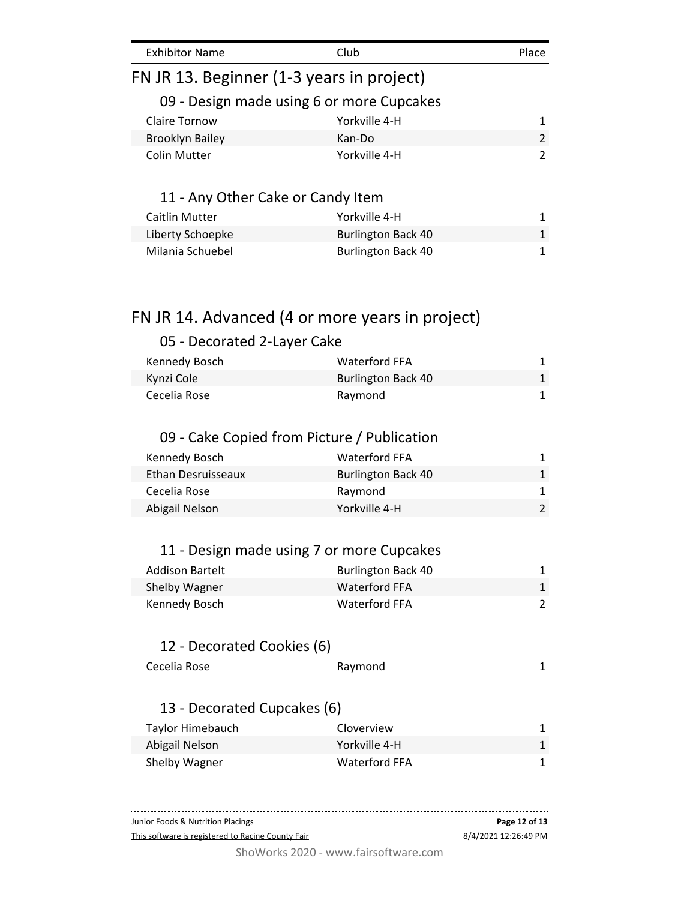| Exhibitor Name | Club | Place |
|---|---|---|

## FN JR 13. Beginner (1-3 years in project)

### 09 - Design made using 6 or more Cupcakes

| Exhibitor Name | Club | Place |
|---|---|---|
| Claire Tornow | Yorkville 4-H | 1 |
| Brooklyn Bailey | Kan-Do | 2 |
| Colin Mutter | Yorkville 4-H | 2 |

### 11 - Any Other Cake or Candy Item

| Exhibitor Name | Club | Place |
|---|---|---|
| Caitlin Mutter | Yorkville 4-H | 1 |
| Liberty Schoepke | Burlington Back 40 | 1 |
| Milania Schuebel | Burlington Back 40 | 1 |

## FN JR 14. Advanced (4 or more years in project)

### 05 - Decorated 2-Layer Cake

| Exhibitor Name | Club | Place |
|---|---|---|
| Kennedy Bosch | Waterford FFA | 1 |
| Kynzi Cole | Burlington Back 40 | 1 |
| Cecelia Rose | Raymond | 1 |

### 09 - Cake Copied from Picture / Publication

| Exhibitor Name | Club | Place |
|---|---|---|
| Kennedy Bosch | Waterford FFA | 1 |
| Ethan Desruisseaux | Burlington Back 40 | 1 |
| Cecelia Rose | Raymond | 1 |
| Abigail Nelson | Yorkville 4-H | 2 |

### 11 - Design made using 7 or more Cupcakes

| Exhibitor Name | Club | Place |
|---|---|---|
| Addison Bartelt | Burlington Back 40 | 1 |
| Shelby Wagner | Waterford FFA | 1 |
| Kennedy Bosch | Waterford FFA | 2 |

### 12 - Decorated Cookies (6)

| Exhibitor Name | Club | Place |
|---|---|---|
| Cecelia Rose | Raymond | 1 |

### 13 - Decorated Cupcakes (6)

| Exhibitor Name | Club | Place |
|---|---|---|
| Taylor Himebauch | Cloverview | 1 |
| Abigail Nelson | Yorkville 4-H | 1 |
| Shelby Wagner | Waterford FFA | 1 |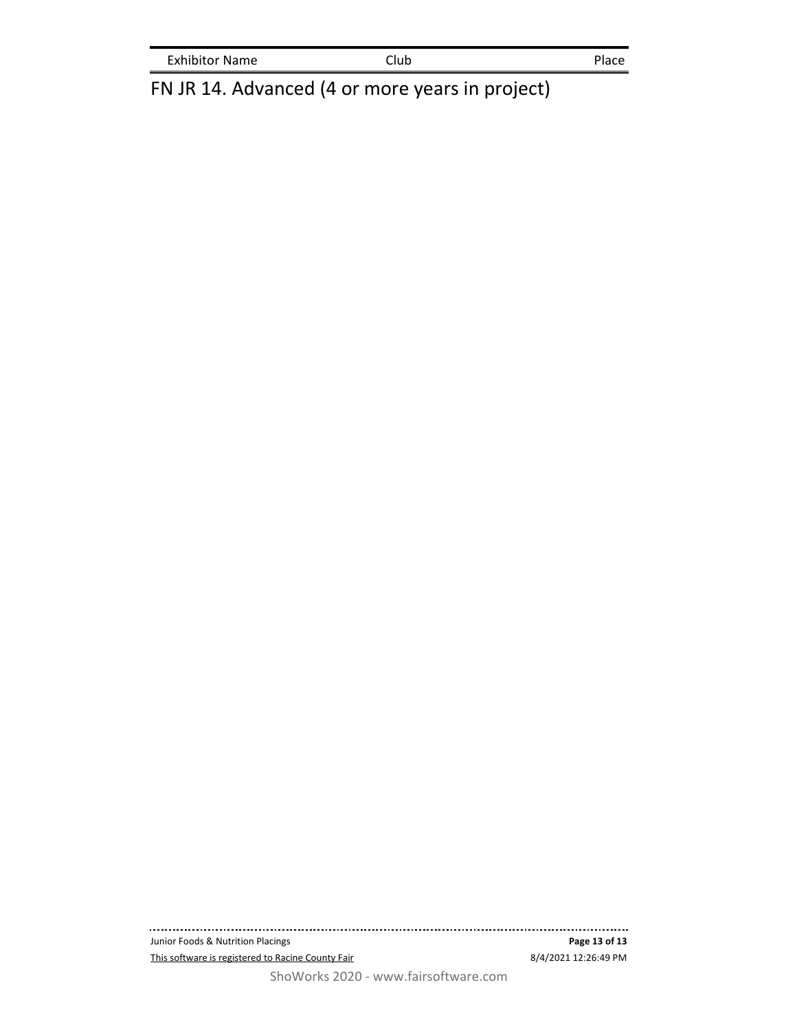| Exhibitor Name | Club | Place |
| --- | --- | --- |

## FN JR 14. Advanced (4 or more years in project)